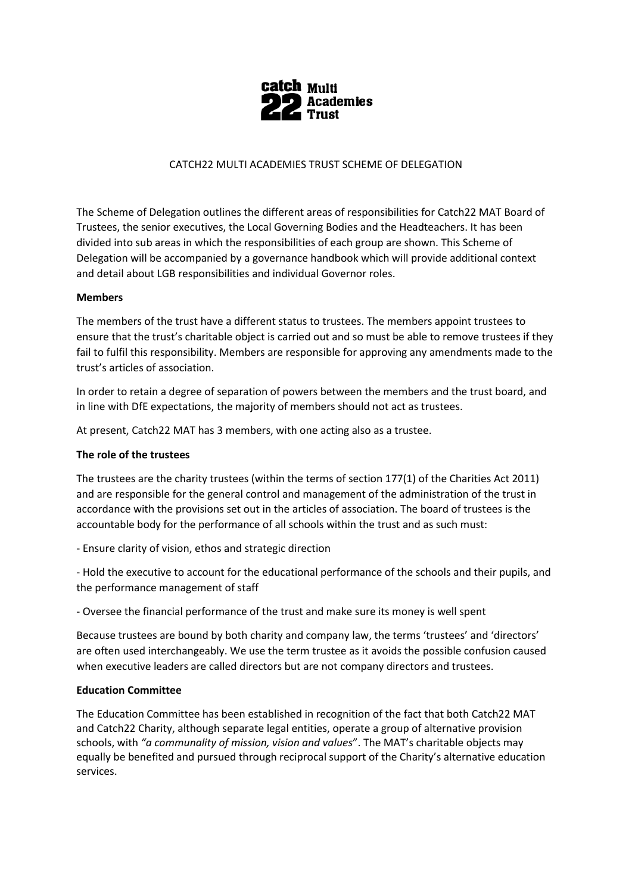# CATCH22 MULTI ACADEMIES TRUST SCHEME OF DELEGATION

The Scheme of Delegation outlines the different areas of responsibilities for Catch22 MAT Board of Trustees, the senior executives, the Local Governing Bodies and the Headteachers. It has been divided into sub areas in which the responsibilities of each group are shown. This Scheme of Delegation will be accompanied by a governance handbook which will provide additional context and detail about LGB responsibilities and individual Governor roles.

**Members**

The members of the trust have a different status to trustees. The members appoint trustees to ensure that the trust's charitable object is carried out and so must be able to remove trustees if they fail to fulfil this responsibility. Members are responsible for approving any amendments made to the trust's articles of association.

In order to retain a degree of separation of powers between the members and the trust board, and in line with DfE expectations, the majority of members should not act as trustees.

At present, Catch22 MAT has 3 members, with one acting also as a trustee.

**The role of the trustees**

The trustees are the charity trustees (within the terms of section 177(1) of the Charities Act 2011) and are responsible for the general control and management of the administration of the trust in accordance with the provisions set out in the articles of association. The board of trustees is the accountable body for the performance of all schools within the trust and as such must:

- Ensure clarity of vision, ethos and strategic direction

- Hold the executive to account for the educational performance of the schools and their pupils, and the performance management of staff

- Oversee the financial performance of the trust and make sure its money is well spent

Because trustees are bound by both charity and company law, the terms 'trustees' and 'directors' are often used interchangeably. We use the term trustee as it avoids the possible confusion caused when executive leaders are called directors but are not company directors and trustees.

**Education Committee**

The Education Committee has been established in recognition of the fact that both Catch22 MAT and Catch22 Charity, although separate legal entities, operate a group of alternative provision schools, with *"a communality of mission, vision and values*". The MAT's charitable objects may equally be benefited and pursued through reciprocal support of the Charity's alternative education services.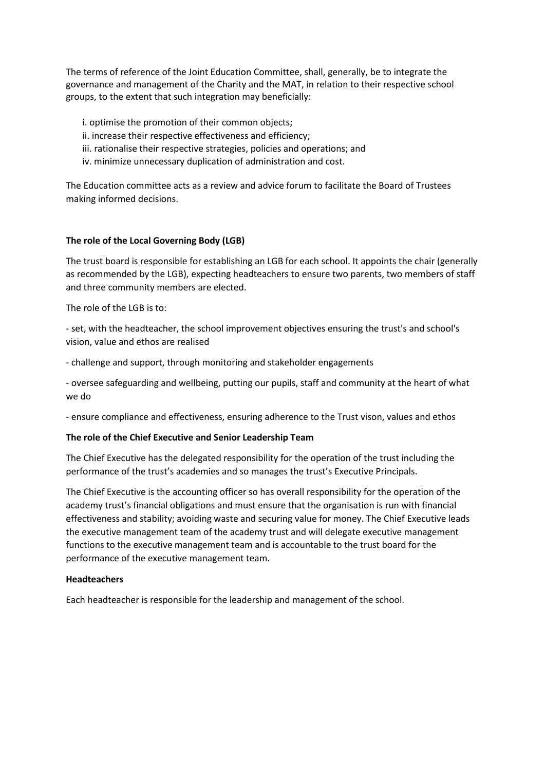The terms of reference of the Joint Education Committee, shall, generally, be to integrate the governance and management of the Charity and the MAT, in relation to their respective school groups, to the extent that such integration may beneficially:

i. optimise the promotion of their common objects;
ii. increase their respective effectiveness and efficiency;
iii. rationalise their respective strategies, policies and operations; and
iv. minimize unnecessary duplication of administration and cost.

The Education committee acts as a review and advice forum to facilitate the Board of Trustees making informed decisions.

**The role of the Local Governing Body (LGB)**

The trust board is responsible for establishing an LGB for each school. It appoints the chair (generally as recommended by the LGB), expecting headteachers to ensure two parents, two members of staff and three community members are elected.

The role of the LGB is to:

- set, with the headteacher, the school improvement objectives ensuring the trust's and school's vision, value and ethos are realised

- challenge and support, through monitoring and stakeholder engagements

- oversee safeguarding and wellbeing, putting our pupils, staff and community at the heart of what we do

- ensure compliance and effectiveness, ensuring adherence to the Trust vison, values and ethos

**The role of the Chief Executive and Senior Leadership Team**

The Chief Executive has the delegated responsibility for the operation of the trust including the performance of the trust's academies and so manages the trust's Executive Principals.

The Chief Executive is the accounting officer so has overall responsibility for the operation of the academy trust's financial obligations and must ensure that the organisation is run with financial effectiveness and stability; avoiding waste and securing value for money. The Chief Executive leads the executive management team of the academy trust and will delegate executive management functions to the executive management team and is accountable to the trust board for the performance of the executive management team.

**Headteachers**

Each headteacher is responsible for the leadership and management of the school.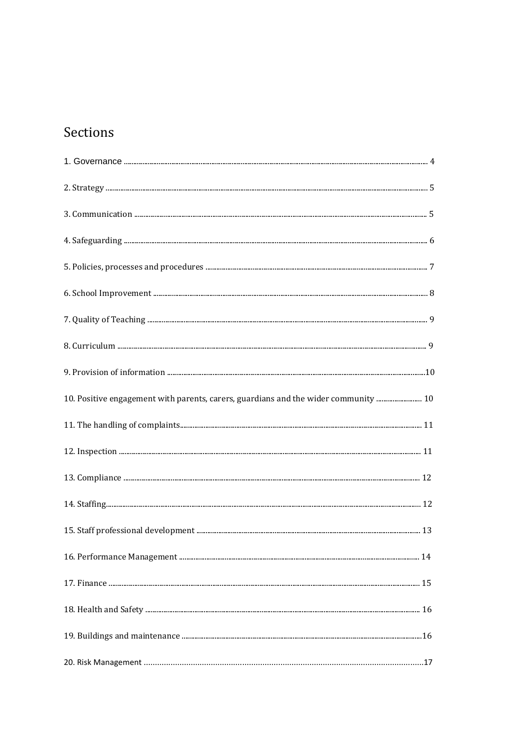## Sections

1. Governance ........ 4

2. Strategy ........ 5

3. Communication ........ 5

4. Safeguarding ........ 6

5. Policies, processes and procedures ........ 7

6. School Improvement ........ 8

7. Quality of Teaching ........ 9

8. Curriculum ........ 9

9. Provision of information ........ 10

10. Positive engagement with parents, carers, guardians and the wider community ........ 10

11. The handling of complaints ........ 11

12. Inspection ........ 11

13. Compliance ........ 12

14. Staffing ........ 12

15. Staff professional development ........ 13

16. Performance Management ........ 14

17. Finance ........ 15

18. Health and Safety ........ 16

19. Buildings and maintenance ........ 16

20. Risk Management ........ 17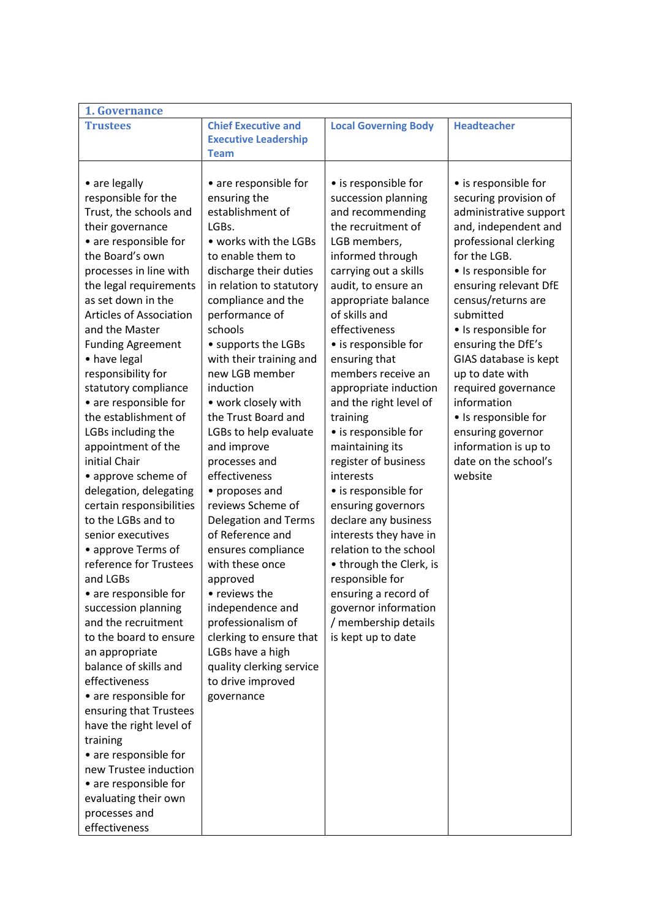| 1. Governance | | | |
|---|---|---|---|
| **Trustees** | **Chief Executive and Executive Leadership Team** | **Local Governing Body** | **Headteacher** |
| • are legally responsible for the Trust, the schools and their governance<br>• are responsible for the Board's own processes in line with the legal requirements as set down in the Articles of Association and the Master Funding Agreement<br>• have legal responsibility for statutory compliance<br>• are responsible for the establishment of LGBs including the appointment of the initial Chair<br>• approve scheme of delegation, delegating certain responsibilities to the LGBs and to senior executives<br>• approve Terms of reference for Trustees and LGBs<br>• are responsible for succession planning and the recruitment to the board to ensure an appropriate balance of skills and effectiveness<br>• are responsible for ensuring that Trustees have the right level of training<br>• are responsible for new Trustee induction<br>• are responsible for evaluating their own processes and effectiveness | • are responsible for ensuring the establishment of LGBs.<br>• works with the LGBs to enable them to discharge their duties in relation to statutory compliance and the performance of schools<br>• supports the LGBs with their training and new LGB member induction<br>• work closely with the Trust Board and LGBs to help evaluate and improve processes and effectiveness<br>• proposes and reviews Scheme of Delegation and Terms of Reference and ensures compliance with these once approved<br>• reviews the independence and professionalism of clerking to ensure that LGBs have a high quality clerking service to drive improved governance | • is responsible for succession planning and recommending the recruitment of LGB members, informed through carrying out a skills audit, to ensure an appropriate balance of skills and effectiveness<br>• is responsible for ensuring that members receive an appropriate induction and the right level of training<br>• is responsible for maintaining its register of business interests<br>• is responsible for ensuring governors declare any business interests they have in relation to the school<br>• through the Clerk, is responsible for ensuring a record of governor information / membership details is kept up to date | • is responsible for securing provision of administrative support and, independent and professional clerking for the LGB.<br>• Is responsible for ensuring relevant DfE census/returns are submitted<br>• Is responsible for ensuring the DfE's GIAS database is kept up to date with required governance information<br>• Is responsible for ensuring governor information is up to date on the school's website |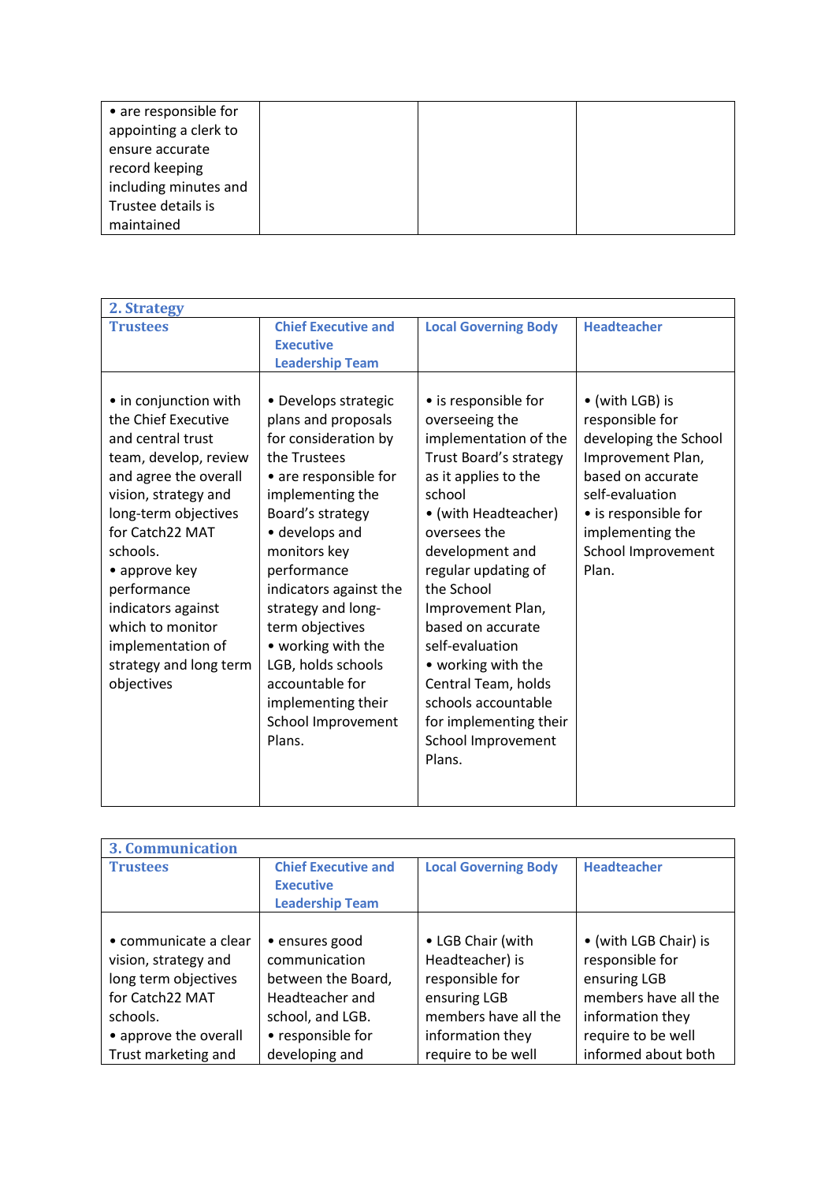| | | | |
|---|---|---|---|
| • are responsible for appointing a clerk to ensure accurate record keeping including minutes and Trustee details is maintained | | | |

| 2. Strategy | | | |
|---|---|---|---|
| **Trustees** | **Chief Executive and Executive Leadership Team** | **Local Governing Body** | **Headteacher** |
| • in conjunction with the Chief Executive and central trust team, develop, review and agree the overall vision, strategy and long-term objectives for Catch22 MAT schools.<br>• approve key performance indicators against which to monitor implementation of strategy and long term objectives | • Develops strategic plans and proposals for consideration by the Trustees<br>• are responsible for implementing the Board's strategy<br>• develops and monitors key performance indicators against the strategy and long-term objectives<br>• working with the LGB, holds schools accountable for implementing their School Improvement Plans. | • is responsible for overseeing the implementation of the Trust Board's strategy as it applies to the school<br>• (with Headteacher) oversees the development and regular updating of the School Improvement Plan, based on accurate self-evaluation<br>• working with the Central Team, holds schools accountable for implementing their School Improvement Plans. | • (with LGB) is responsible for developing the School Improvement Plan, based on accurate self-evaluation<br>• is responsible for implementing the School Improvement Plan. |

| 3. Communication | | | |
|---|---|---|---|
| **Trustees** | **Chief Executive and Executive Leadership Team** | **Local Governing Body** | **Headteacher** |
| • communicate a clear vision, strategy and long term objectives for Catch22 MAT schools.<br>• approve the overall Trust marketing and | • ensures good communication between the Board, Headteacher and school, and LGB.<br>• responsible for developing and | • LGB Chair (with Headteacher) is responsible for ensuring LGB members have all the information they require to be well | • (with LGB Chair) is responsible for ensuring LGB members have all the information they require to be well informed about both |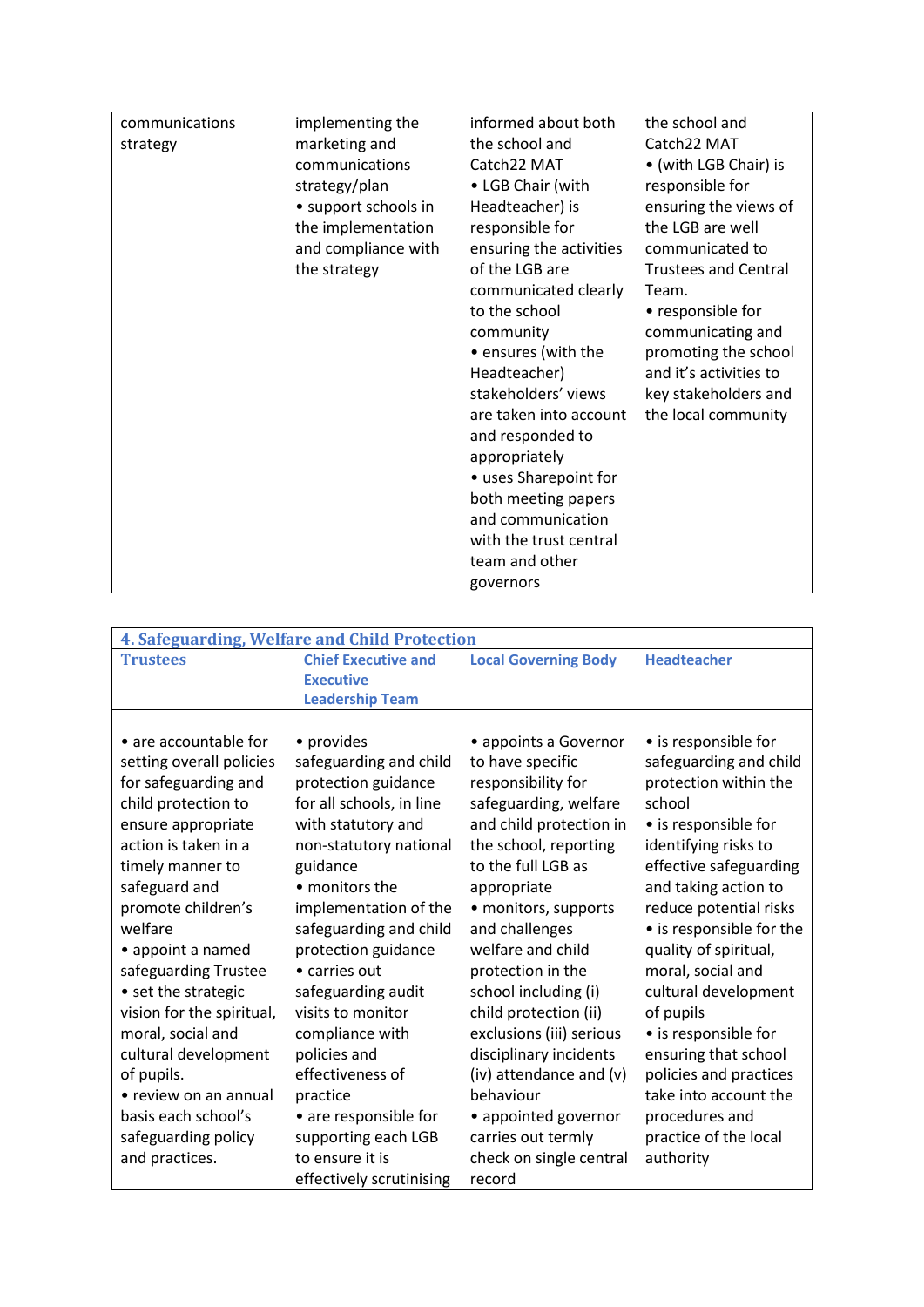| communications strategy | implementing the marketing and communications strategy/plan<br>• support schools in the implementation and compliance with the strategy | informed about both the school and Catch22 MAT<br>• LGB Chair (with Headteacher) is responsible for ensuring the activities of the LGB are communicated clearly to the school community<br>• ensures (with the Headteacher) stakeholders' views are taken into account and responded to appropriately<br>• uses Sharepoint for both meeting papers and communication with the trust central team and other governors | the school and Catch22 MAT<br>• (with LGB Chair) is responsible for ensuring the views of the LGB are well communicated to Trustees and Central Team.<br>• responsible for communicating and promoting the school and it's activities to key stakeholders and the local community |
|---|---|---|---|

| 4. Safeguarding, Welfare and Child Protection | | | |
|---|---|---|---|
| **Trustees** | **Chief Executive and Executive Leadership Team** | **Local Governing Body** | **Headteacher** |
| • are accountable for setting overall policies for safeguarding and child protection to ensure appropriate action is taken in a timely manner to safeguard and promote children's welfare<br>• appoint a named safeguarding Trustee<br>• set the strategic vision for the spiritual, moral, social and cultural development of pupils.<br>• review on an annual basis each school's safeguarding policy and practices. | • provides safeguarding and child protection guidance for all schools, in line with statutory and non-statutory national guidance<br>• monitors the implementation of the safeguarding and child protection guidance<br>• carries out safeguarding audit visits to monitor compliance with policies and effectiveness of practice<br>• are responsible for supporting each LGB to ensure it is effectively scrutinising | • appoints a Governor to have specific responsibility for safeguarding, welfare and child protection in the school, reporting to the full LGB as appropriate<br>• monitors, supports and challenges welfare and child protection in the school including (i) child protection (ii) exclusions (iii) serious disciplinary incidents (iv) attendance and (v) behaviour<br>• appointed governor carries out termly check on single central record | • is responsible for safeguarding and child protection within the school<br>• is responsible for identifying risks to effective safeguarding and taking action to reduce potential risks<br>• is responsible for the quality of spiritual, moral, social and cultural development of pupils<br>• is responsible for ensuring that school policies and practices take into account the procedures and practice of the local authority |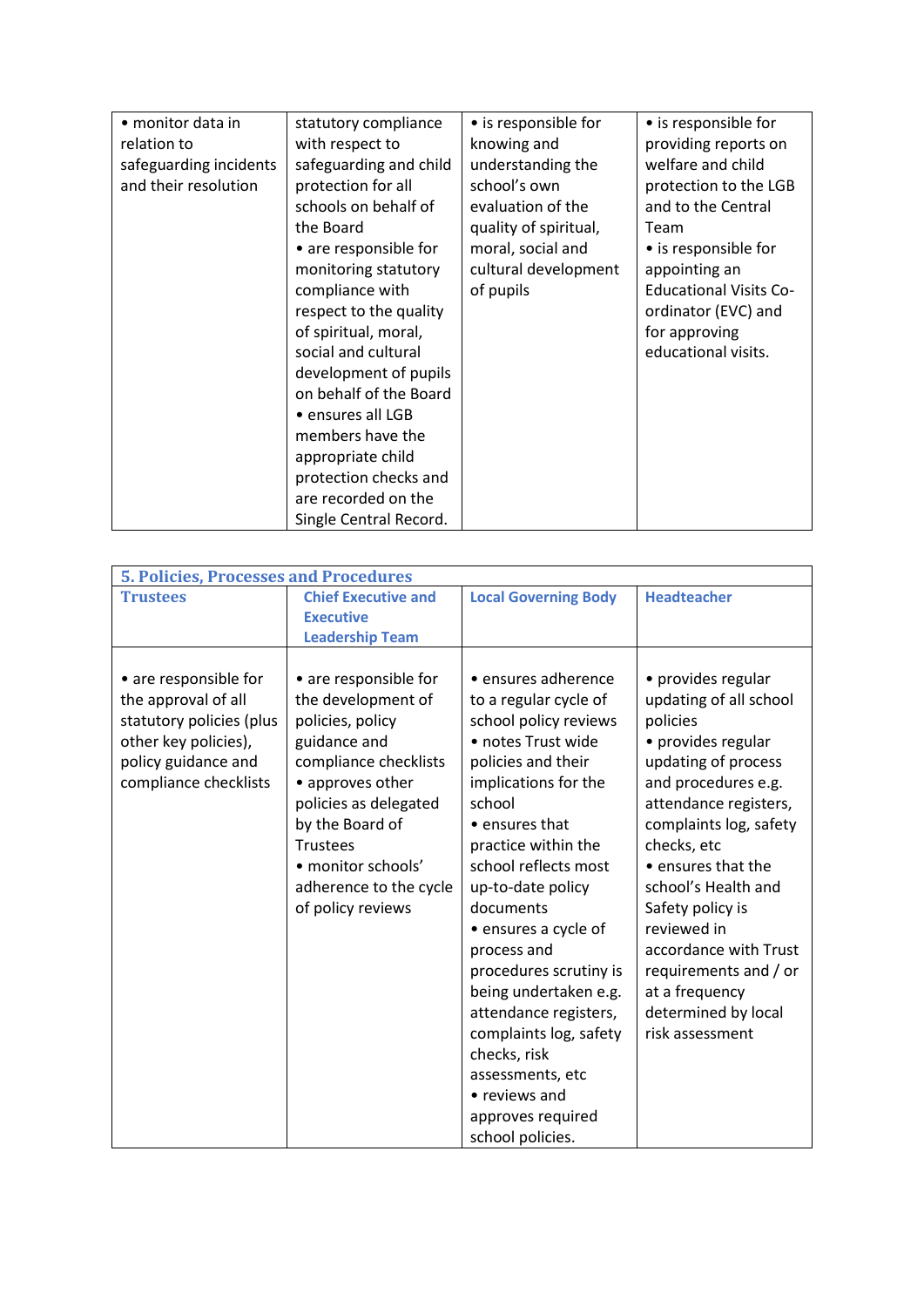| | | | |
|---|---|---|---|
| • monitor data in relation to safeguarding incidents and their resolution | statutory compliance with respect to safeguarding and child protection for all schools on behalf of the Board<br>• are responsible for monitoring statutory compliance with respect to the quality of spiritual, moral, social and cultural development of pupils on behalf of the Board<br>• ensures all LGB members have the appropriate child protection checks and are recorded on the Single Central Record. | • is responsible for knowing and understanding the school's own evaluation of the quality of spiritual, moral, social and cultural development of pupils | • is responsible for providing reports on welfare and child protection to the LGB and to the Central Team<br>• is responsible for appointing an Educational Visits Co-ordinator (EVC) and for approving educational visits. |

| 5. Policies, Processes and Procedures | | | |
|---|---|---|---|
| **Trustees** | **Chief Executive and Executive Leadership Team** | **Local Governing Body** | **Headteacher** |
| • are responsible for the approval of all statutory policies (plus other key policies), policy guidance and compliance checklists | • are responsible for the development of policies, policy guidance and compliance checklists<br>• approves other policies as delegated by the Board of Trustees<br>• monitor schools' adherence to the cycle of policy reviews | • ensures adherence to a regular cycle of school policy reviews<br>• notes Trust wide policies and their implications for the school<br>• ensures that practice within the school reflects most up-to-date policy documents<br>• ensures a cycle of process and procedures scrutiny is being undertaken e.g. attendance registers, complaints log, safety checks, risk assessments, etc<br>• reviews and approves required school policies. | • provides regular updating of all school policies<br>• provides regular updating of process and procedures e.g. attendance registers, complaints log, safety checks, etc<br>• ensures that the school's Health and Safety policy is reviewed in accordance with Trust requirements and / or at a frequency determined by local risk assessment |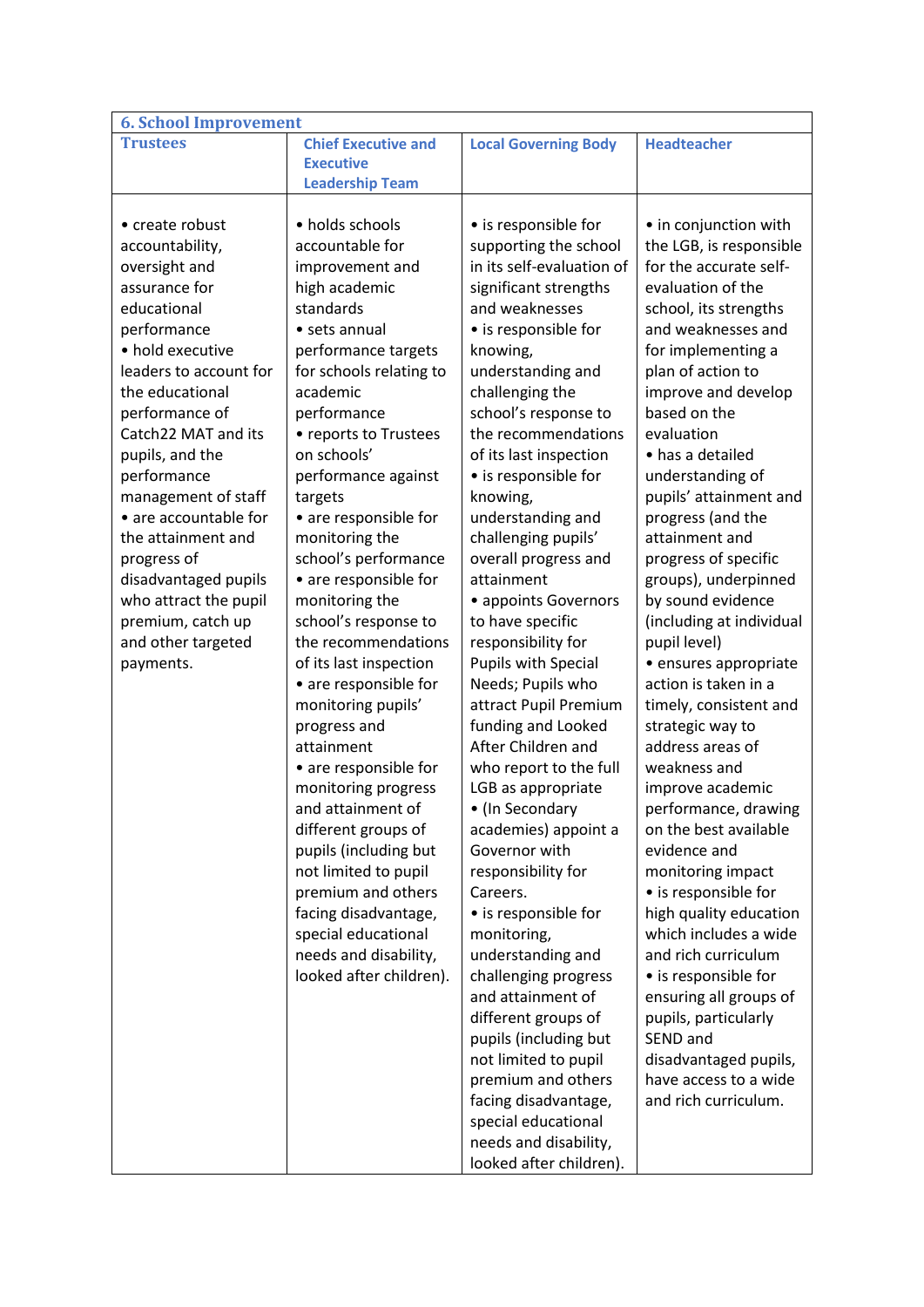| 6. School Improvement | | | |
|---|---|---|---|
| **Trustees** | **Chief Executive and Executive Leadership Team** | **Local Governing Body** | **Headteacher** |
| • create robust accountability, oversight and assurance for educational performance<br>• hold executive leaders to account for the educational performance of Catch22 MAT and its pupils, and the performance management of staff<br>• are accountable for the attainment and progress of disadvantaged pupils who attract the pupil premium, catch up and other targeted payments. | • holds schools accountable for improvement and high academic standards<br>• sets annual performance targets for schools relating to academic performance<br>• reports to Trustees on schools' performance against targets<br>• are responsible for monitoring the school's performance<br>• are responsible for monitoring the school's response to the recommendations of its last inspection<br>• are responsible for monitoring pupils' progress and attainment<br>• are responsible for monitoring progress and attainment of different groups of pupils (including but not limited to pupil premium and others facing disadvantage, special educational needs and disability, looked after children). | • is responsible for supporting the school in its self-evaluation of significant strengths and weaknesses<br>• is responsible for knowing, understanding and challenging the school's response to the recommendations of its last inspection<br>• is responsible for knowing, understanding and challenging pupils' overall progress and attainment<br>• appoints Governors to have specific responsibility for Pupils with Special Needs; Pupils who attract Pupil Premium funding and Looked After Children and who report to the full LGB as appropriate<br>• (In Secondary academies) appoint a Governor with responsibility for Careers.<br>• is responsible for monitoring, understanding and challenging progress and attainment of different groups of pupils (including but not limited to pupil premium and others facing disadvantage, special educational needs and disability, looked after children). | • in conjunction with the LGB, is responsible for the accurate self-evaluation of the school, its strengths and weaknesses and for implementing a plan of action to improve and develop based on the evaluation<br>• has a detailed understanding of pupils' attainment and progress (and the attainment and progress of specific groups), underpinned by sound evidence (including at individual pupil level)<br>• ensures appropriate action is taken in a timely, consistent and strategic way to address areas of weakness and improve academic performance, drawing on the best available evidence and monitoring impact<br>• is responsible for high quality education which includes a wide and rich curriculum<br>• is responsible for ensuring all groups of pupils, particularly SEND and disadvantaged pupils, have access to a wide and rich curriculum. |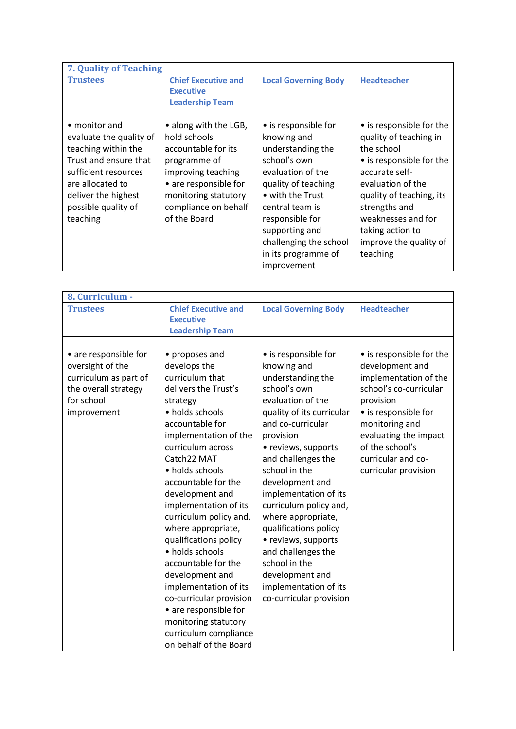| 7. Quality of Teaching | | | |
|---|---|---|---|
| **Trustees** | **Chief Executive and Executive Leadership Team** | **Local Governing Body** | **Headteacher** |
| • monitor and evaluate the quality of teaching within the Trust and ensure that sufficient resources are allocated to deliver the highest possible quality of teaching | • along with the LGB, hold schools accountable for its programme of improving teaching<br>• are responsible for monitoring statutory compliance on behalf of the Board | • is responsible for knowing and understanding the school's own evaluation of the quality of teaching<br>• with the Trust central team is responsible for supporting and challenging the school in its programme of improvement | • is responsible for the quality of teaching in the school<br>• is responsible for the accurate self-evaluation of the quality of teaching, its strengths and weaknesses and for taking action to improve the quality of teaching |

| 8. Curriculum - | | | |
|---|---|---|---|
| **Trustees** | **Chief Executive and Executive Leadership Team** | **Local Governing Body** | **Headteacher** |
| • are responsible for oversight of the curriculum as part of the overall strategy for school improvement | • proposes and develops the curriculum that delivers the Trust's strategy<br>• holds schools accountable for implementation of the curriculum across Catch22 MAT<br>• holds schools accountable for the development and implementation of its curriculum policy and, where appropriate, qualifications policy<br>• holds schools accountable for the development and implementation of its co-curricular provision<br>• are responsible for monitoring statutory curriculum compliance on behalf of the Board | • is responsible for knowing and understanding the school's own evaluation of the quality of its curricular and co-curricular provision<br>• reviews, supports and challenges the school in the development and implementation of its curriculum policy and, where appropriate, qualifications policy<br>• reviews, supports and challenges the school in the development and implementation of its co-curricular provision | • is responsible for the development and implementation of the school's co-curricular provision<br>• is responsible for monitoring and evaluating the impact of the school's curricular and co-curricular provision |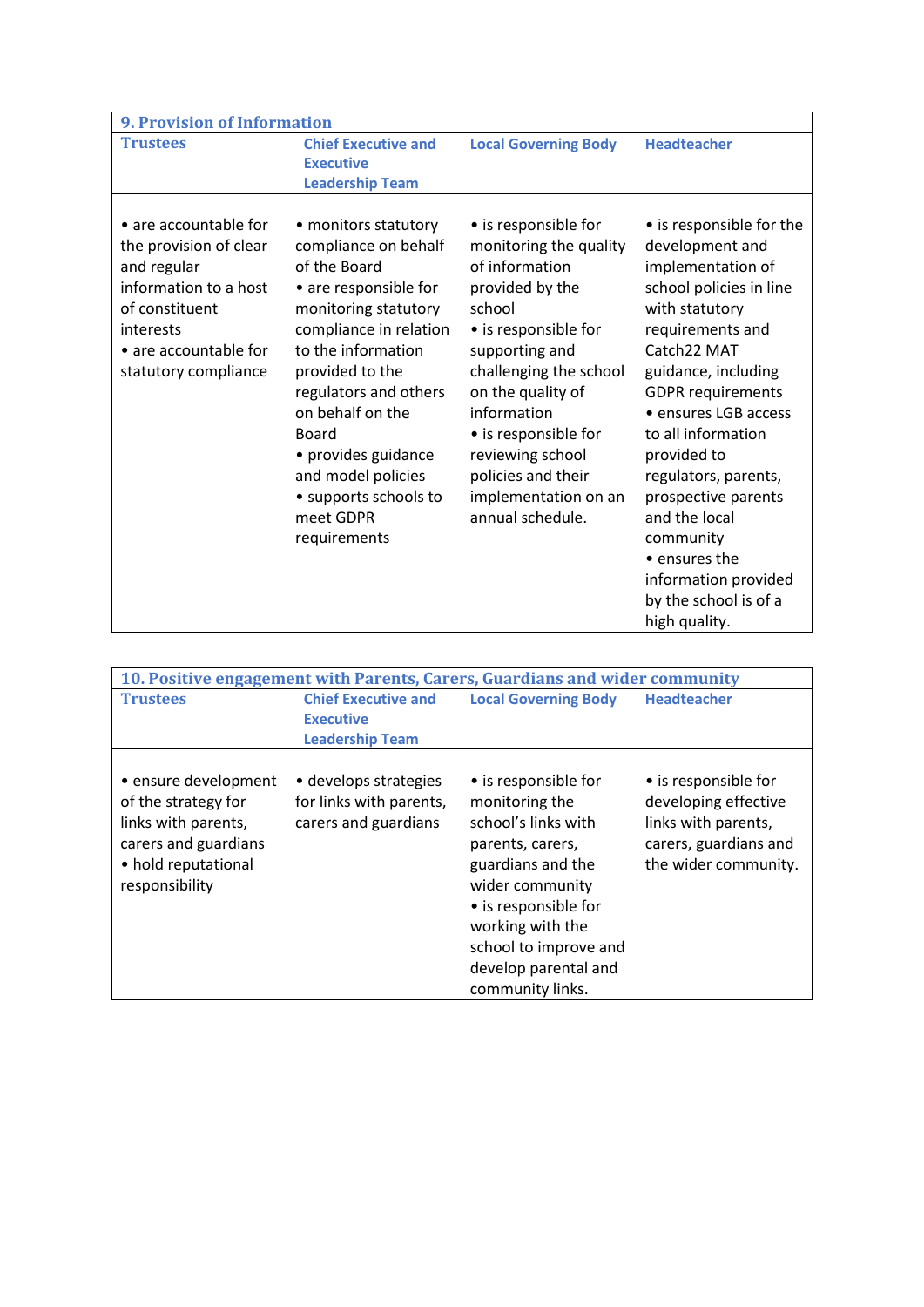| 9. Provision of Information | | | |
|---|---|---|---|
| **Trustees** | **Chief Executive and Executive Leadership Team** | **Local Governing Body** | **Headteacher** |
| • are accountable for the provision of clear and regular information to a host of constituent interests<br>• are accountable for statutory compliance | • monitors statutory compliance on behalf of the Board<br>• are responsible for monitoring statutory compliance in relation to the information provided to the regulators and others on behalf on the Board<br>• provides guidance and model policies<br>• supports schools to meet GDPR requirements | • is responsible for monitoring the quality of information provided by the school<br>• is responsible for supporting and challenging the school on the quality of information<br>• is responsible for reviewing school policies and their implementation on an annual schedule. | • is responsible for the development and implementation of school policies in line with statutory requirements and Catch22 MAT guidance, including GDPR requirements<br>• ensures LGB access to all information provided to regulators, parents, prospective parents and the local community<br>• ensures the information provided by the school is of a high quality. |

| 10. Positive engagement with Parents, Carers, Guardians and wider community | | | |
|---|---|---|---|
| **Trustees** | **Chief Executive and Executive Leadership Team** | **Local Governing Body** | **Headteacher** |
| • ensure development of the strategy for links with parents, carers and guardians<br>• hold reputational responsibility | • develops strategies for links with parents, carers and guardians | • is responsible for monitoring the school's links with parents, carers, guardians and the wider community<br>• is responsible for working with the school to improve and develop parental and community links. | • is responsible for developing effective links with parents, carers, guardians and the wider community. |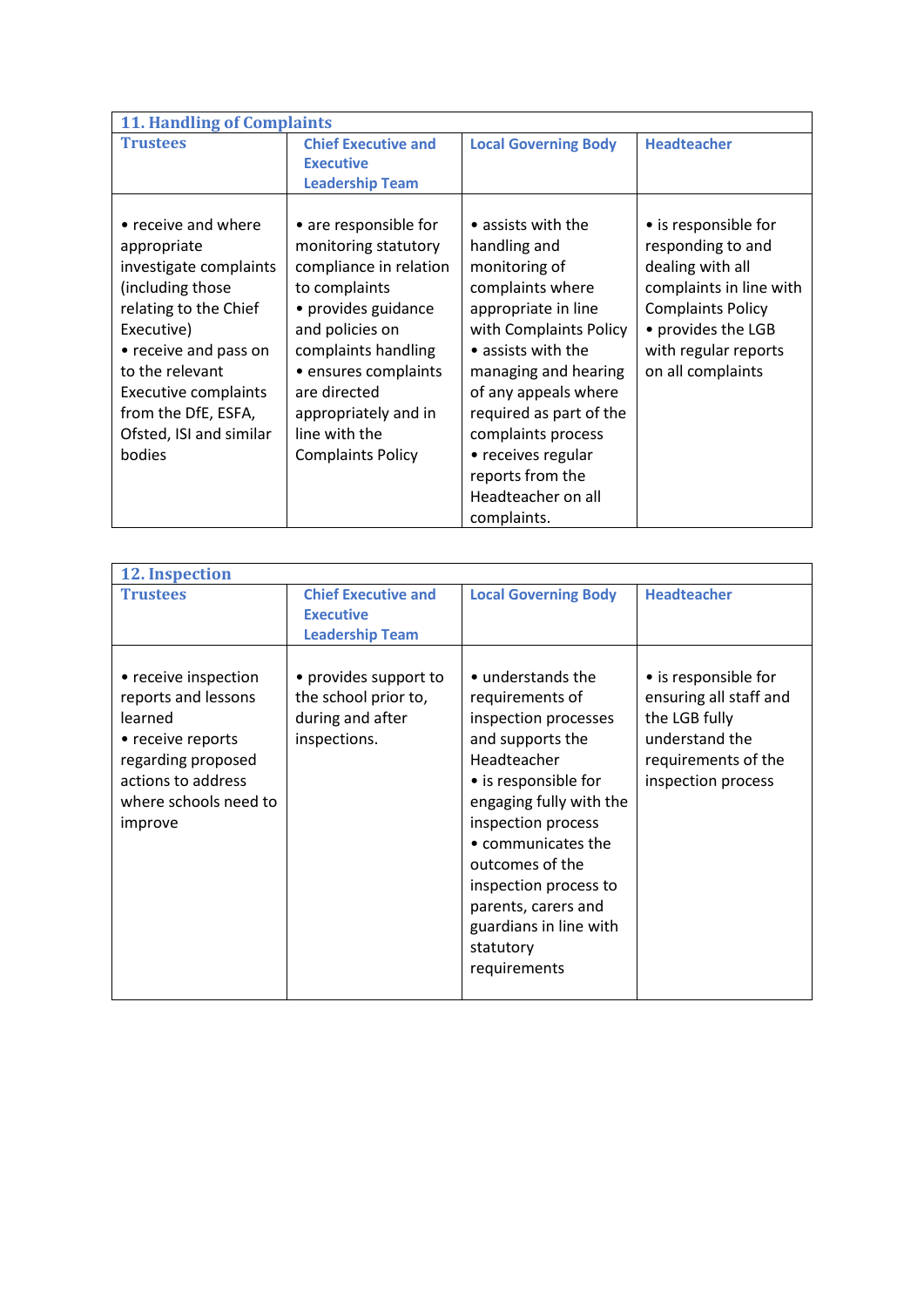| 11. Handling of Complaints | | | |
|---|---|---|---|
| **Trustees** | **Chief Executive and Executive Leadership Team** | **Local Governing Body** | **Headteacher** |
| • receive and where appropriate investigate complaints (including those relating to the Chief Executive)<br>• receive and pass on to the relevant Executive complaints from the DfE, ESFA, Ofsted, ISI and similar bodies | • are responsible for monitoring statutory compliance in relation to complaints<br>• provides guidance and policies on complaints handling<br>• ensures complaints are directed appropriately and in line with the Complaints Policy | • assists with the handling and monitoring of complaints where appropriate in line with Complaints Policy<br>• assists with the managing and hearing of any appeals where required as part of the complaints process<br>• receives regular reports from the Headteacher on all complaints. | • is responsible for responding to and dealing with all complaints in line with Complaints Policy<br>• provides the LGB with regular reports on all complaints |

| 12. Inspection | | | |
|---|---|---|---|
| **Trustees** | **Chief Executive and Executive Leadership Team** | **Local Governing Body** | **Headteacher** |
| • receive inspection reports and lessons learned<br>• receive reports regarding proposed actions to address where schools need to improve | • provides support to the school prior to, during and after inspections. | • understands the requirements of inspection processes and supports the Headteacher<br>• is responsible for engaging fully with the inspection process<br>• communicates the outcomes of the inspection process to parents, carers and guardians in line with statutory requirements | • is responsible for ensuring all staff and the LGB fully understand the requirements of the inspection process |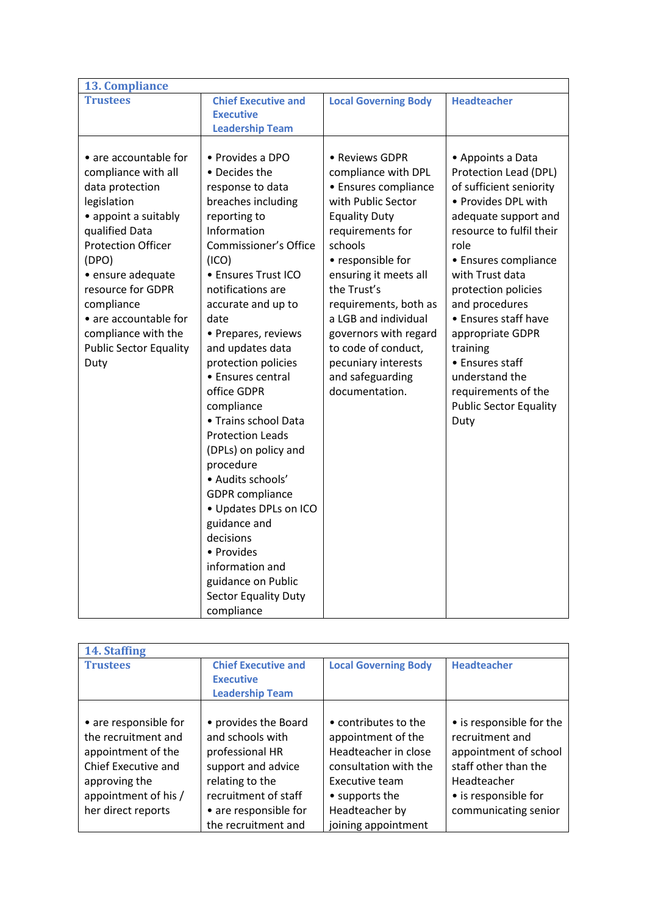| 13. Compliance | | | |
|---|---|---|---|
| **Trustees** | **Chief Executive and Executive Leadership Team** | **Local Governing Body** | **Headteacher** |
| • are accountable for compliance with all data protection legislation<br>• appoint a suitably qualified Data Protection Officer (DPO)<br>• ensure adequate resource for GDPR compliance<br>• are accountable for compliance with the Public Sector Equality Duty | • Provides a DPO<br>• Decides the response to data breaches including reporting to Information Commissioner's Office (ICO)<br>• Ensures Trust ICO notifications are accurate and up to date<br>• Prepares, reviews and updates data protection policies<br>• Ensures central office GDPR compliance<br>• Trains school Data Protection Leads (DPLs) on policy and procedure<br>• Audits schools' GDPR compliance<br>• Updates DPLs on ICO guidance and decisions<br>• Provides information and guidance on Public Sector Equality Duty compliance | • Reviews GDPR compliance with DPL<br>• Ensures compliance with Public Sector Equality Duty requirements for schools<br>• responsible for ensuring it meets all the Trust's requirements, both as a LGB and individual governors with regard to code of conduct, pecuniary interests and safeguarding documentation. | • Appoints a Data Protection Lead (DPL) of sufficient seniority<br>• Provides DPL with adequate support and resource to fulfil their role<br>• Ensures compliance with Trust data protection policies and procedures<br>• Ensures staff have appropriate GDPR training<br>• Ensures staff understand the requirements of the Public Sector Equality Duty |

| 14. Staffing | | | |
|---|---|---|---|
| **Trustees** | **Chief Executive and Executive Leadership Team** | **Local Governing Body** | **Headteacher** |
| • are responsible for the recruitment and appointment of the Chief Executive and approving the appointment of his / her direct reports | • provides the Board and schools with professional HR support and advice relating to the recruitment of staff<br>• are responsible for the recruitment and | • contributes to the appointment of the Headteacher in close consultation with the Executive team<br>• supports the Headteacher by joining appointment | • is responsible for the recruitment and appointment of school staff other than the Headteacher<br>• is responsible for communicating senior |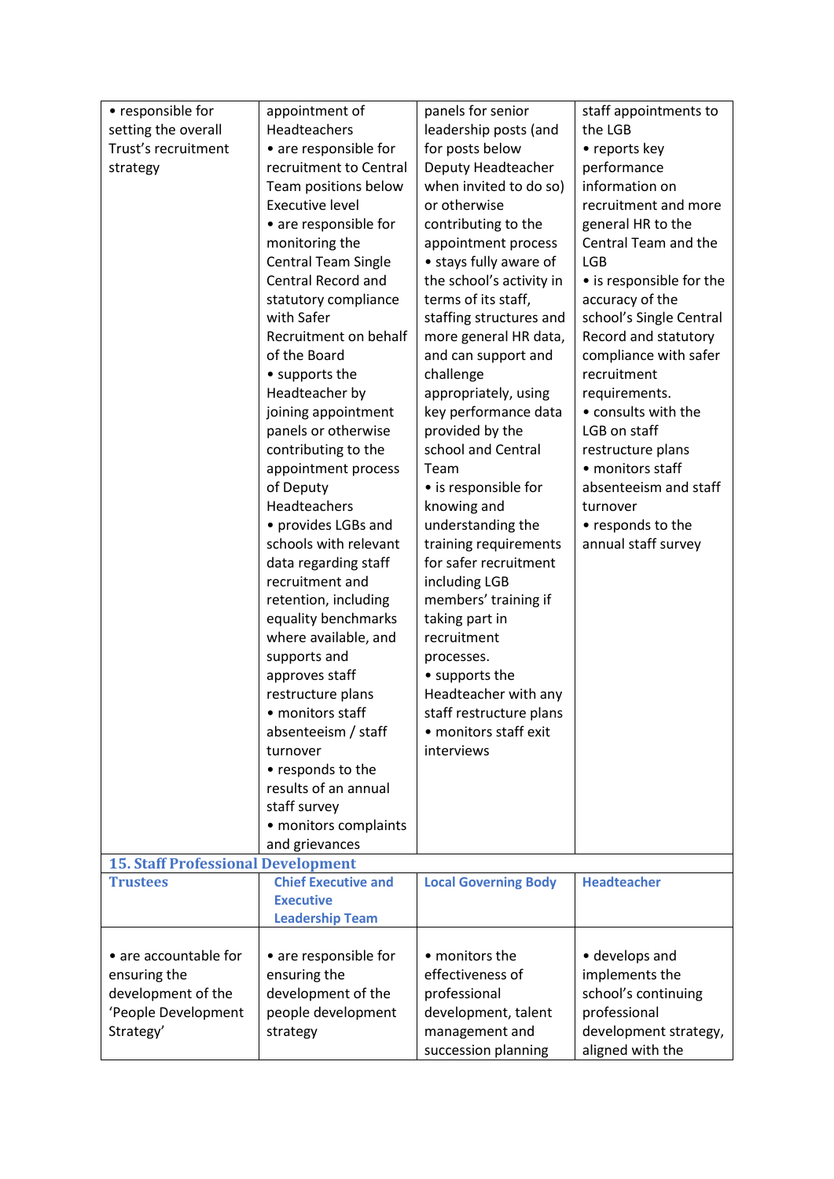| | | | |
|---|---|---|---|
| • responsible for setting the overall Trust's recruitment strategy | appointment of Headteachers<br>• are responsible for recruitment to Central Team positions below Executive level<br>• are responsible for monitoring the Central Team Single Central Record and statutory compliance with Safer Recruitment on behalf of the Board<br>• supports the Headteacher by joining appointment panels or otherwise contributing to the appointment process of Deputy Headteachers<br>• provides LGBs and schools with relevant data regarding staff recruitment and retention, including equality benchmarks where available, and supports and approves staff restructure plans<br>• monitors staff absenteeism / staff turnover<br>• responds to the results of an annual staff survey<br>• monitors complaints and grievances | panels for senior leadership posts (and for posts below Deputy Headteacher when invited to do so) or otherwise contributing to the appointment process<br>• stays fully aware of the school's activity in terms of its staff, staffing structures and more general HR data, and can support and challenge appropriately, using key performance data provided by the school and Central Team<br>• is responsible for knowing and understanding the training requirements for safer recruitment including LGB members' training if taking part in recruitment processes.<br>• supports the Headteacher with any staff restructure plans<br>• monitors staff exit interviews | staff appointments to the LGB<br>• reports key performance information on recruitment and more general HR to the Central Team and the LGB<br>• is responsible for the accuracy of the school's Single Central Record and statutory compliance with safer recruitment requirements.<br>• consults with the LGB on staff restructure plans<br>• monitors staff absenteeism and staff turnover<br>• responds to the annual staff survey |
| **15. Staff Professional Development** | | | |
| **Trustees** | **Chief Executive and Executive Leadership Team** | **Local Governing Body** | **Headteacher** |
| • are accountable for ensuring the development of the 'People Development Strategy' | • are responsible for ensuring the development of the people development strategy | • monitors the effectiveness of professional development, talent management and succession planning | • develops and implements the school's continuing professional development strategy, aligned with the |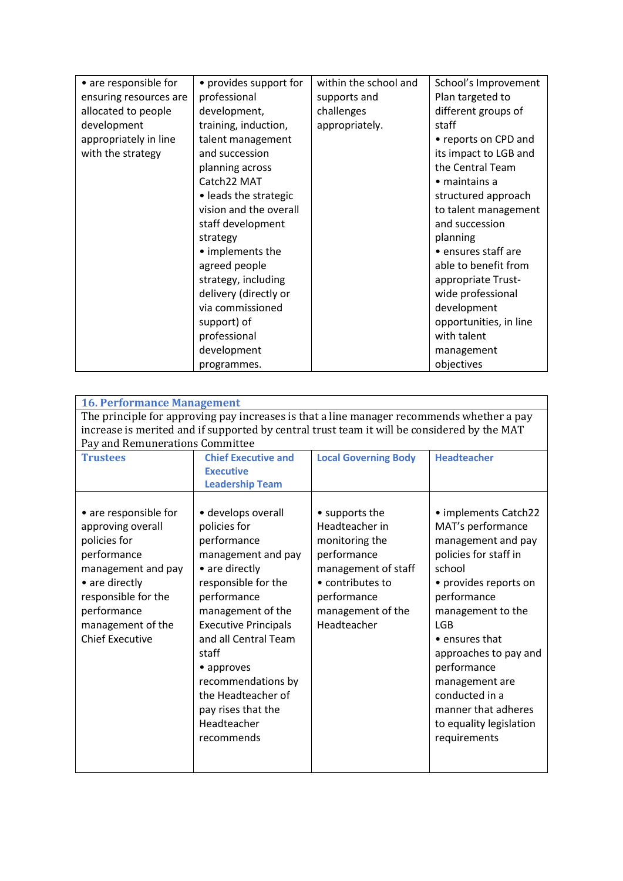| | | | |
|---|---|---|---|
| • are responsible for ensuring resources are allocated to people development appropriately in line with the strategy | • provides support for professional development, training, induction, talent management and succession planning across Catch22 MAT<br>• leads the strategic vision and the overall staff development strategy<br>• implements the agreed people strategy, including delivery (directly or via commissioned support) of professional development programmes. | within the school and supports and challenges appropriately. | School's Improvement Plan targeted to different groups of staff<br>• reports on CPD and its impact to LGB and the Central Team<br>• maintains a structured approach to talent management and succession planning<br>• ensures staff are able to benefit from appropriate Trust-wide professional development opportunities, in line with talent management objectives |

**16. Performance Management**

The principle for approving pay increases is that a line manager recommends whether a pay increase is merited and if supported by central trust team it will be considered by the MAT Pay and Remunerations Committee

| Trustees | Chief Executive and Executive Leadership Team | Local Governing Body | Headteacher |
|---|---|---|---|
| • are responsible for approving overall policies for performance management and pay<br>• are directly responsible for the performance management of the Chief Executive | • develops overall policies for performance management and pay<br>• are directly responsible for the performance management of the Executive Principals and all Central Team staff<br>• approves recommendations by the Headteacher of pay rises that the Headteacher recommends | • supports the Headteacher in monitoring the performance management of staff<br>• contributes to performance management of the Headteacher | • implements Catch22 MAT's performance management and pay policies for staff in school<br>• provides reports on performance management to the LGB<br>• ensures that approaches to pay and performance management are conducted in a manner that adheres to equality legislation requirements |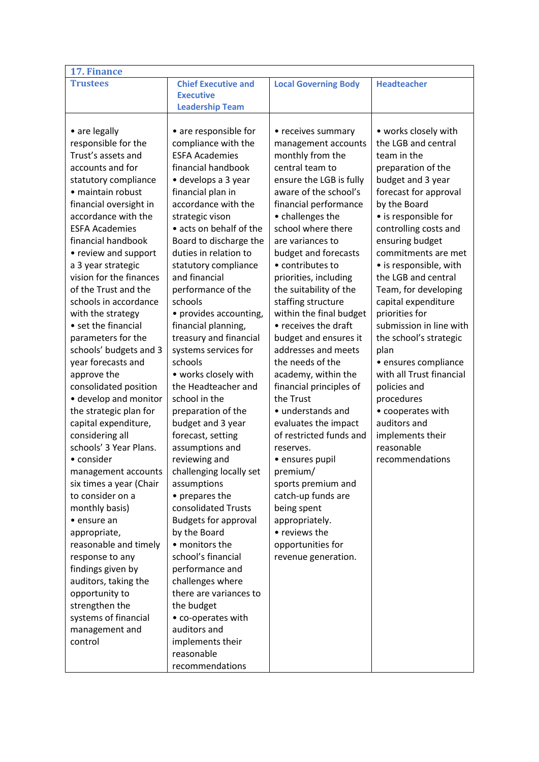## 17. Finance

| Trustees | Chief Executive and Executive Leadership Team | Local Governing Body | Headteacher |
|---|---|---|---|
| • are legally responsible for the Trust's assets and accounts and for statutory compliance<br>• maintain robust financial oversight in accordance with the ESFA Academies financial handbook<br>• review and support a 3 year strategic vision for the finances of the Trust and the schools in accordance with the strategy<br>• set the financial parameters for the schools' budgets and 3 year forecasts and approve the consolidated position<br>• develop and monitor the strategic plan for capital expenditure, considering all schools' 3 Year Plans.<br>• consider management accounts six times a year (Chair to consider on a monthly basis)<br>• ensure an appropriate, reasonable and timely response to any findings given by auditors, taking the opportunity to strengthen the systems of financial management and control | • are responsible for compliance with the ESFA Academies financial handbook<br>• develops a 3 year financial plan in accordance with the strategic vison<br>• acts on behalf of the Board to discharge the duties in relation to statutory compliance and financial performance of the schools<br>• provides accounting, financial planning, treasury and financial systems services for schools<br>• works closely with the Headteacher and the school in the preparation of the budget and 3 year forecast, setting assumptions and reviewing and challenging locally set assumptions<br>• prepares the consolidated Trusts Budgets for approval by the Board<br>• monitors the school's financial performance and challenges where there are variances to the budget<br>• co-operates with auditors and implements their reasonable recommendations | • receives summary management accounts monthly from the central team to ensure the LGB is fully aware of the school's financial performance<br>• challenges the school where there are variances to budget and forecasts<br>• contributes to priorities, including the suitability of the staffing structure within the final budget<br>• receives the draft budget and ensures it addresses and meets the needs of the academy, within the financial principles of the Trust<br>• understands and evaluates the impact of restricted funds and reserves.<br>• ensures pupil premium/ sports premium and catch-up funds are being spent appropriately.<br>• reviews the opportunities for revenue generation. | • works closely with the LGB and central team in the preparation of the budget and 3 year forecast for approval by the Board<br>• is responsible for controlling costs and ensuring budget commitments are met<br>• is responsible, with the LGB and central Team, for developing capital expenditure priorities for submission in line with the school's strategic plan<br>• ensures compliance with all Trust financial policies and procedures<br>• cooperates with auditors and implements their reasonable recommendations |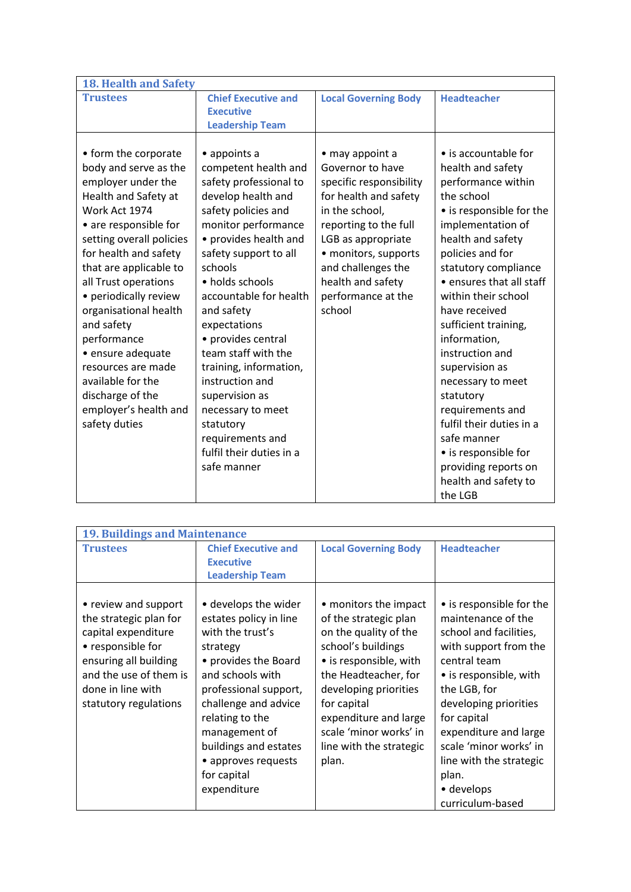| 18. Health and Safety | | | |
|---|---|---|---|
| **Trustees** | **Chief Executive and Executive Leadership Team** | **Local Governing Body** | **Headteacher** |
| • form the corporate body and serve as the employer under the Health and Safety at Work Act 1974<br>• are responsible for setting overall policies for health and safety that are applicable to all Trust operations<br>• periodically review organisational health and safety performance<br>• ensure adequate resources are made available for the discharge of the employer's health and safety duties | • appoints a competent health and safety professional to develop health and safety policies and monitor performance<br>• provides health and safety support to all schools<br>• holds schools accountable for health and safety expectations<br>• provides central team staff with the training, information, instruction and supervision as necessary to meet statutory requirements and fulfil their duties in a safe manner | • may appoint a Governor to have specific responsibility for health and safety in the school, reporting to the full LGB as appropriate<br>• monitors, supports and challenges the health and safety performance at the school | • is accountable for health and safety performance within the school<br>• is responsible for the implementation of health and safety policies and for statutory compliance<br>• ensures that all staff within their school have received sufficient training, information, instruction and supervision as necessary to meet statutory requirements and fulfil their duties in a safe manner<br>• is responsible for providing reports on health and safety to the LGB |

| 19. Buildings and Maintenance | | | |
|---|---|---|---|
| **Trustees** | **Chief Executive and Executive Leadership Team** | **Local Governing Body** | **Headteacher** |
| • review and support the strategic plan for capital expenditure<br>• responsible for ensuring all building and the use of them is done in line with statutory regulations | • develops the wider estates policy in line with the trust's strategy<br>• provides the Board and schools with professional support, challenge and advice relating to the management of buildings and estates<br>• approves requests for capital expenditure | • monitors the impact of the strategic plan on the quality of the school's buildings<br>• is responsible, with the Headteacher, for developing priorities for capital expenditure and large scale 'minor works' in line with the strategic plan. | • is responsible for the maintenance of the school and facilities, with support from the central team<br>• is responsible, with the LGB, for developing priorities for capital expenditure and large scale 'minor works' in line with the strategic plan.<br>• develops curriculum-based |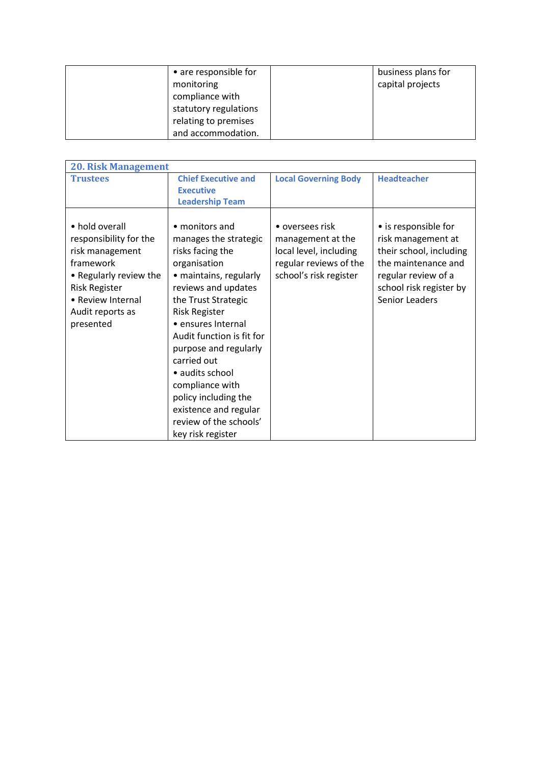| | | | |
|---|---|---|---|
| | • are responsible for monitoring compliance with statutory regulations relating to premises and accommodation. | | business plans for capital projects |

## 20. Risk Management

| Trustees | Chief Executive and Executive Leadership Team | Local Governing Body | Headteacher |
|---|---|---|---|
| • hold overall responsibility for the risk management framework<br>• Regularly review the Risk Register<br>• Review Internal Audit reports as presented | • monitors and manages the strategic risks facing the organisation<br>• maintains, regularly reviews and updates the Trust Strategic Risk Register<br>• ensures Internal Audit function is fit for purpose and regularly carried out<br>• audits school compliance with policy including the existence and regular review of the schools' key risk register | • oversees risk management at the local level, including regular reviews of the school's risk register | • is responsible for risk management at their school, including the maintenance and regular review of a school risk register by Senior Leaders |